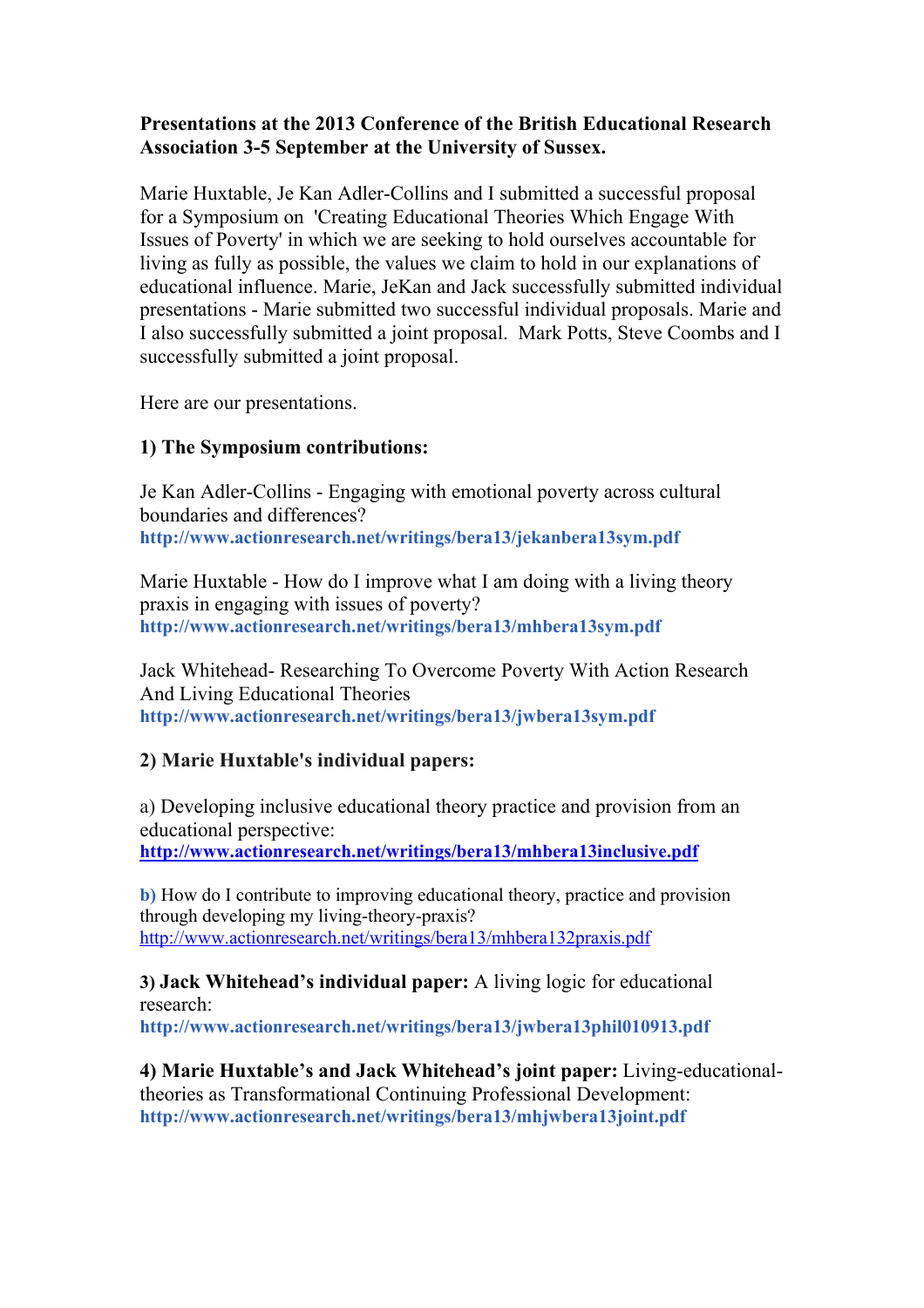**Presentations at the 2013 Conference of the British Educational Research Association 3-5 September at the University of Sussex.**

Marie Huxtable, Je Kan Adler-Collins and I submitted a successful proposal for a Symposium on 'Creating Educational Theories Which Engage With Issues of Poverty' in which we are seeking to hold ourselves accountable for living as fully as possible, the values we claim to hold in our explanations of educational influence. Marie, JeKan and Jack successfully submitted individual presentations - Marie submitted two successful individual proposals. Marie and I also successfully submitted a joint proposal. Mark Potts, Steve Coombs and I successfully submitted a joint proposal.

Here are our presentations.

**1) The Symposium contributions:**

Je Kan Adler-Collins - Engaging with emotional poverty across cultural boundaries and differences?
**http://www.actionresearch.net/writings/bera13/jekanbera13sym.pdf**

Marie Huxtable - How do I improve what I am doing with a living theory praxis in engaging with issues of poverty?
**http://www.actionresearch.net/writings/bera13/mhbera13sym.pdf**

Jack Whitehead- Researching To Overcome Poverty With Action Research And Living Educational Theories
**http://www.actionresearch.net/writings/bera13/jwbera13sym.pdf**

**2) Marie Huxtable's individual papers:**

a) Developing inclusive educational theory practice and provision from an educational perspective:
**http://www.actionresearch.net/writings/bera13/mhbera13inclusive.pdf**

**b)** How do I contribute to improving educational theory, practice and provision through developing my living-theory-praxis?
http://www.actionresearch.net/writings/bera13/mhbera132praxis.pdf

**3) Jack Whitehead's individual paper:** A living logic for educational research:
**http://www.actionresearch.net/writings/bera13/jwbera13phil010913.pdf**

**4) Marie Huxtable's and Jack Whitehead's joint paper:** Living-educational-theories as Transformational Continuing Professional Development:
**http://www.actionresearch.net/writings/bera13/mhjwbera13joint.pdf**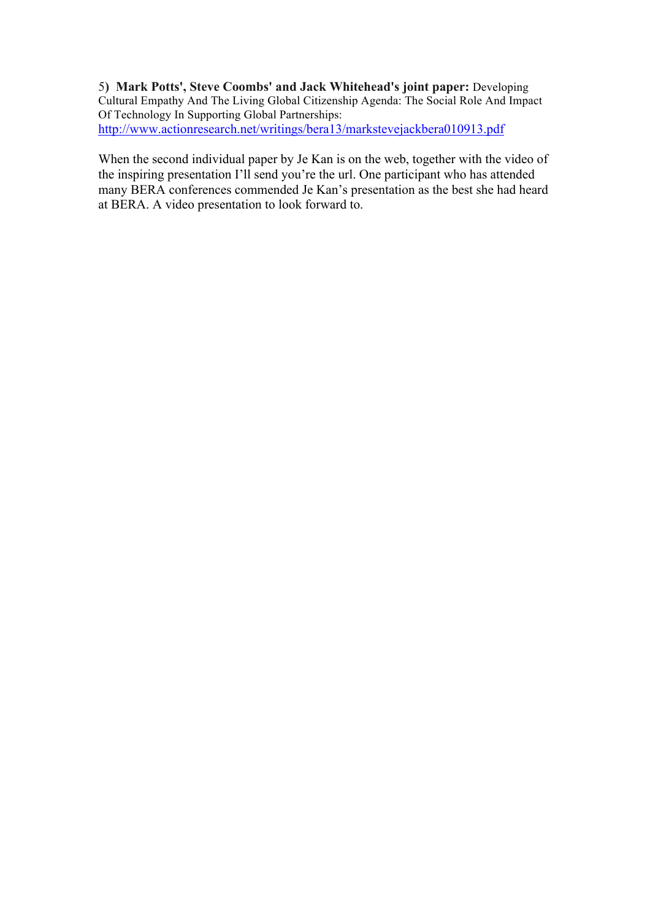5) **Mark Potts', Steve Coombs' and Jack Whitehead's joint paper:** Developing Cultural Empathy And The Living Global Citizenship Agenda: The Social Role And Impact Of Technology In Supporting Global Partnerships: http://www.actionresearch.net/writings/bera13/markstevejackbera010913.pdf

When the second individual paper by Je Kan is on the web, together with the video of the inspiring presentation I'll send you're the url. One participant who has attended many BERA conferences commended Je Kan's presentation as the best she had heard at BERA. A video presentation to look forward to.